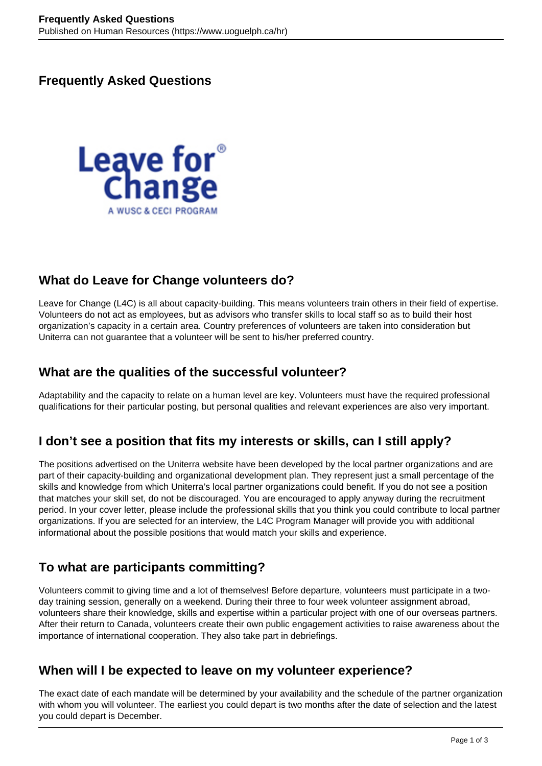# Frequently Asked Questions

## What do Leave for Change volunteers do?

Leave for Change (L4C) is all about capacity-building. This means volunteers train others in their field of expertise. Volunteers do not act as employees, but as advisors who transfer skills to local staff so as to build their host organization's capacity in a certain area. Country preferences of volunteers are taken into consideration but Uniterra can not guarantee that a volunteer will be sent to his/her preferred country.

## What are the qualities of the successful volunteer?

Adaptability and the capacity to relate on a human level are key. Volunteers must have the required professional qualifications for their particular posting, but personal qualities and relevant experiences are also very important.

## I don't see a position that fits my interests or skills, can I still apply?

The positions advertised on the Uniterra website have been developed by the local partner organizations and are part of their capacity-building and organizational development plan. They represent just a small percentage of the skills and knowledge from which Uniterra's local partner organizations could benefit. If you do not see a position that matches your skill set, do not be discouraged. You are encouraged to apply anyway during the recruitment period. In your cover letter, please include the professional skills that you think you could contribute to local partner organizations. If you are selected for an interview, the L4C Program Manager will provide you with additional informational about the possible positions that would match your skills and experience.

## To what are participants committing?

Volunteers commit to giving time and a lot of themselves! Before departure, volunteers must participate in a two-day training session, generally on a weekend. During their three to four week volunteer assignment abroad, volunteers share their knowledge, skills and expertise within a particular project with one of our overseas partners. After their return to Canada, volunteers create their own public engagement activities to raise awareness about the importance of international cooperation. They also take part in debriefings.

## When will I be expected to leave on my volunteer experience?

The exact date of each mandate will be determined by your availability and the schedule of the partner organization with whom you will volunteer. The earliest you could depart is two months after the date of selection and the latest you could depart is December.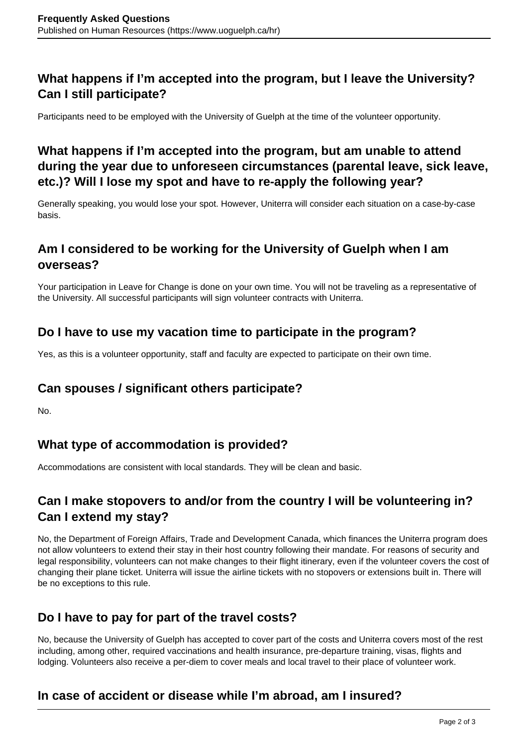## What happens if I'm accepted into the program, but I leave the University? Can I still participate?

Participants need to be employed with the University of Guelph at the time of the volunteer opportunity.

## What happens if I'm accepted into the program, but am unable to attend during the year due to unforeseen circumstances (parental leave, sick leave, etc.)? Will I lose my spot and have to re-apply the following year?

Generally speaking, you would lose your spot. However, Uniterra will consider each situation on a case-by-case basis.

## Am I considered to be working for the University of Guelph when I am overseas?

Your participation in Leave for Change is done on your own time. You will not be traveling as a representative of the University. All successful participants will sign volunteer contracts with Uniterra.

## Do I have to use my vacation time to participate in the program?

Yes, as this is a volunteer opportunity, staff and faculty are expected to participate on their own time.

## Can spouses / significant others participate?

No.

## What type of accommodation is provided?

Accommodations are consistent with local standards. They will be clean and basic.

## Can I make stopovers to and/or from the country I will be volunteering in? Can I extend my stay?

No, the Department of Foreign Affairs, Trade and Development Canada, which finances the Uniterra program does not allow volunteers to extend their stay in their host country following their mandate. For reasons of security and legal responsibility, volunteers can not make changes to their flight itinerary, even if the volunteer covers the cost of changing their plane ticket. Uniterra will issue the airline tickets with no stopovers or extensions built in. There will be no exceptions to this rule.

## Do I have to pay for part of the travel costs?

No, because the University of Guelph has accepted to cover part of the costs and Uniterra covers most of the rest including, among other, required vaccinations and health insurance, pre-departure training, visas, flights and lodging. Volunteers also receive a per-diem to cover meals and local travel to their place of volunteer work.

## In case of accident or disease while I'm abroad, am I insured?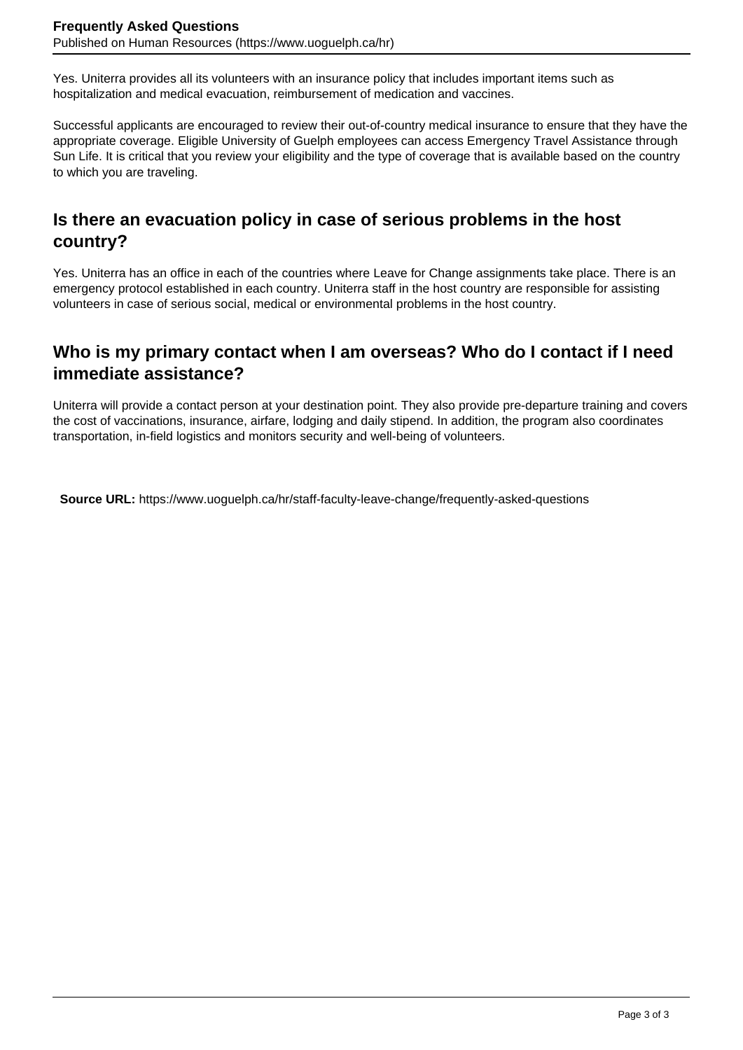Yes. Uniterra provides all its volunteers with an insurance policy that includes important items such as hospitalization and medical evacuation, reimbursement of medication and vaccines.

Successful applicants are encouraged to review their out-of-country medical insurance to ensure that they have the appropriate coverage. Eligible University of Guelph employees can access Emergency Travel Assistance through Sun Life. It is critical that you review your eligibility and the type of coverage that is available based on the country to which you are traveling.

## Is there an evacuation policy in case of serious problems in the host country?

Yes. Uniterra has an office in each of the countries where Leave for Change assignments take place. There is an emergency protocol established in each country. Uniterra staff in the host country are responsible for assisting volunteers in case of serious social, medical or environmental problems in the host country.

## Who is my primary contact when I am overseas? Who do I contact if I need immediate assistance?

Uniterra will provide a contact person at your destination point. They also provide pre-departure training and covers the cost of vaccinations, insurance, airfare, lodging and daily stipend. In addition, the program also coordinates transportation, in-field logistics and monitors security and well-being of volunteers.

**Source URL:** https://www.uoguelph.ca/hr/staff-faculty-leave-change/frequently-asked-questions